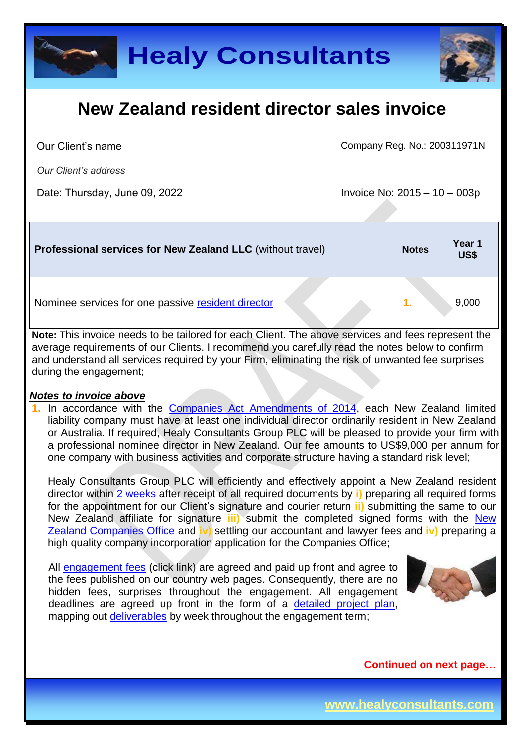# Healy Consultants

## New Zealand resident director sales invoice

Our Client's name | Company Reg. No.: 200311971N

*Our Client's address*

Date: Thursday, June 09, 2022 | Invoice No: 2015 – 10 – 003p

| **Professional services for New Zealand LLC** (without travel) | **Notes** | **Year 1 US$** |
|---|---|---|
| Nominee services for one passive resident director | 1. | 9,000 |

**Note:** This invoice needs to be tailored for each Client. The above services and fees represent the average requirements of our Clients. I recommend you carefully read the notes below to confirm and understand all services required by your Firm, eliminating the risk of unwanted fee surprises during the engagement;

***Notes to invoice above***

1. In accordance with the Companies Act Amendments of 2014, each New Zealand limited liability company must have at least one individual director ordinarily resident in New Zealand or Australia. If required, Healy Consultants Group PLC will be pleased to provide your firm with a professional nominee director in New Zealand. Our fee amounts to US$9,000 per annum for one company with business activities and corporate structure having a standard risk level;

   Healy Consultants Group PLC will efficiently and effectively appoint a New Zealand resident director within 2 weeks after receipt of all required documents by **i)** preparing all required forms for the appointment for our Client's signature and courier return **ii)** submitting the same to our New Zealand affiliate for signature **iii)** submit the completed signed forms with the New Zealand Companies Office and **iv)** settling our accountant and lawyer fees and **iv)** preparing a high quality company incorporation application for the Companies Office;

   All engagement fees (click link) are agreed and paid up front and agree to the fees published on our country web pages. Consequently, there are no hidden fees, surprises throughout the engagement. All engagement deadlines are agreed up front in the form of a detailed project plan, mapping out deliverables by week throughout the engagement term;

**Continued on next page…**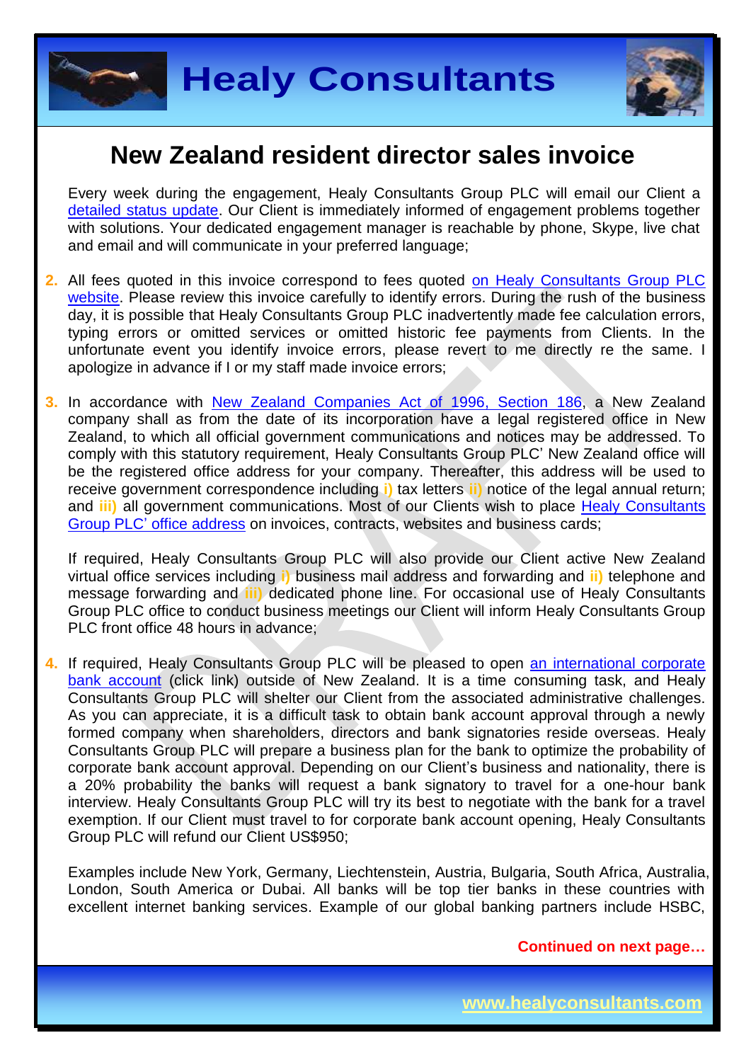# New Zealand resident director sales invoice

Every week during the engagement, Healy Consultants Group PLC will email our Client a detailed status update. Our Client is immediately informed of engagement problems together with solutions. Your dedicated engagement manager is reachable by phone, Skype, live chat and email and will communicate in your preferred language;

2. All fees quoted in this invoice correspond to fees quoted on Healy Consultants Group PLC website. Please review this invoice carefully to identify errors. During the rush of the business day, it is possible that Healy Consultants Group PLC inadvertently made fee calculation errors, typing errors or omitted services or omitted historic fee payments from Clients. In the unfortunate event you identify invoice errors, please revert to me directly re the same. I apologize in advance if I or my staff made invoice errors;

3. In accordance with New Zealand Companies Act of 1996, Section 186, a New Zealand company shall as from the date of its incorporation have a legal registered office in New Zealand, to which all official government communications and notices may be addressed. To comply with this statutory requirement, Healy Consultants Group PLC' New Zealand office will be the registered office address for your company. Thereafter, this address will be used to receive government correspondence including **i)** tax letters **ii)** notice of the legal annual return; and **iii)** all government communications. Most of our Clients wish to place Healy Consultants Group PLC' office address on invoices, contracts, websites and business cards;

   If required, Healy Consultants Group PLC will also provide our Client active New Zealand virtual office services including **i)** business mail address and forwarding and **ii)** telephone and message forwarding and **iii)** dedicated phone line. For occasional use of Healy Consultants Group PLC office to conduct business meetings our Client will inform Healy Consultants Group PLC front office 48 hours in advance;

4. If required, Healy Consultants Group PLC will be pleased to open an international corporate bank account (click link) outside of New Zealand. It is a time consuming task, and Healy Consultants Group PLC will shelter our Client from the associated administrative challenges. As you can appreciate, it is a difficult task to obtain bank account approval through a newly formed company when shareholders, directors and bank signatories reside overseas. Healy Consultants Group PLC will prepare a business plan for the bank to optimize the probability of corporate bank account approval. Depending on our Client's business and nationality, there is a 20% probability the banks will request a bank signatory to travel for a one-hour bank interview. Healy Consultants Group PLC will try its best to negotiate with the bank for a travel exemption. If our Client must travel to for corporate bank account opening, Healy Consultants Group PLC will refund our Client US$950;

   Examples include New York, Germany, Liechtenstein, Austria, Bulgaria, South Africa, Australia, London, South America or Dubai. All banks will be top tier banks in these countries with excellent internet banking services. Example of our global banking partners include HSBC,

**Continued on next page…**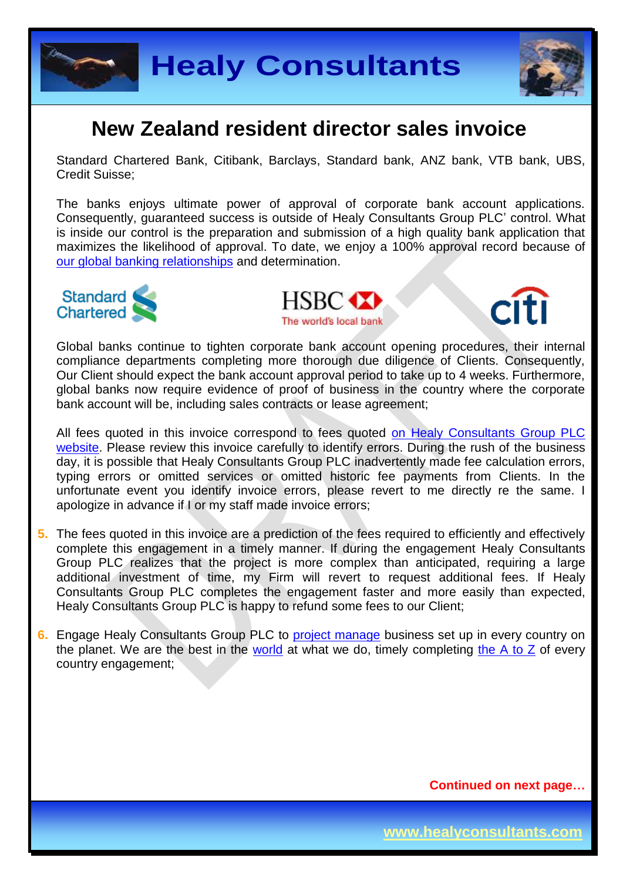# New Zealand resident director sales invoice

Standard Chartered Bank, Citibank, Barclays, Standard bank, ANZ bank, VTB bank, UBS, Credit Suisse;

The banks enjoys ultimate power of approval of corporate bank account applications. Consequently, guaranteed success is outside of Healy Consultants Group PLC' control. What is inside our control is the preparation and submission of a high quality bank application that maximizes the likelihood of approval. To date, we enjoy a 100% approval record because of our global banking relationships and determination.

Global banks continue to tighten corporate bank account opening procedures, their internal compliance departments completing more thorough due diligence of Clients. Consequently, Our Client should expect the bank account approval period to take up to 4 weeks. Furthermore, global banks now require evidence of proof of business in the country where the corporate bank account will be, including sales contracts or lease agreement;

All fees quoted in this invoice correspond to fees quoted on Healy Consultants Group PLC website. Please review this invoice carefully to identify errors. During the rush of the business day, it is possible that Healy Consultants Group PLC inadvertently made fee calculation errors, typing errors or omitted services or omitted historic fee payments from Clients. In the unfortunate event you identify invoice errors, please revert to me directly re the same. I apologize in advance if I or my staff made invoice errors;

5. The fees quoted in this invoice are a prediction of the fees required to efficiently and effectively complete this engagement in a timely manner. If during the engagement Healy Consultants Group PLC realizes that the project is more complex than anticipated, requiring a large additional investment of time, my Firm will revert to request additional fees. If Healy Consultants Group PLC completes the engagement faster and more easily than expected, Healy Consultants Group PLC is happy to refund some fees to our Client;

6. Engage Healy Consultants Group PLC to project manage business set up in every country on the planet. We are the best in the world at what we do, timely completing the A to Z of every country engagement;

**Continued on next page…**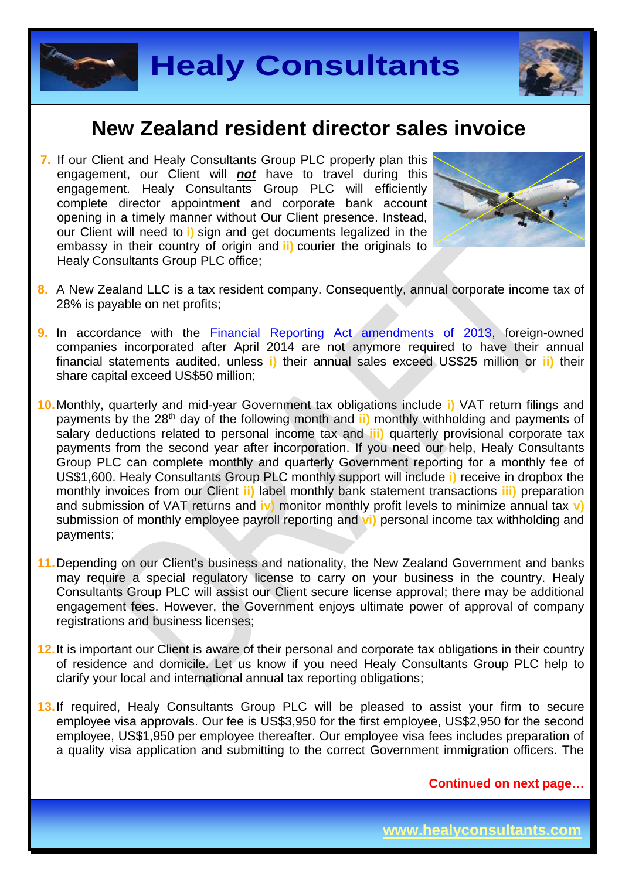# New Zealand resident director sales invoice

7. If our Client and Healy Consultants Group PLC properly plan this engagement, our Client will ***not*** have to travel during this engagement. Healy Consultants Group PLC will efficiently complete director appointment and corporate bank account opening in a timely manner without Our Client presence. Instead, our Client will need to **i)** sign and get documents legalized in the embassy in their country of origin and **ii)** courier the originals to Healy Consultants Group PLC office;

8. A New Zealand LLC is a tax resident company. Consequently, annual corporate income tax of 28% is payable on net profits;

9. In accordance with the [Financial Reporting Act amendments of 2013](), foreign-owned companies incorporated after April 2014 are not anymore required to have their annual financial statements audited, unless **i)** their annual sales exceed US$25 million or **ii)** their share capital exceed US$50 million;

10. Monthly, quarterly and mid-year Government tax obligations include **i)** VAT return filings and payments by the 28th day of the following month and **ii)** monthly withholding and payments of salary deductions related to personal income tax and **iii)** quarterly provisional corporate tax payments from the second year after incorporation. If you need our help, Healy Consultants Group PLC can complete monthly and quarterly Government reporting for a monthly fee of US$1,600. Healy Consultants Group PLC monthly support will include **i)** receive in dropbox the monthly invoices from our Client **ii)** label monthly bank statement transactions **iii)** preparation and submission of VAT returns and **iv)** monitor monthly profit levels to minimize annual tax **v)** submission of monthly employee payroll reporting and **vi)** personal income tax withholding and payments;

11. Depending on our Client's business and nationality, the New Zealand Government and banks may require a special regulatory license to carry on your business in the country. Healy Consultants Group PLC will assist our Client secure license approval; there may be additional engagement fees. However, the Government enjoys ultimate power of approval of company registrations and business licenses;

12. It is important our Client is aware of their personal and corporate tax obligations in their country of residence and domicile. Let us know if you need Healy Consultants Group PLC help to clarify your local and international annual tax reporting obligations;

13. If required, Healy Consultants Group PLC will be pleased to assist your firm to secure employee visa approvals. Our fee is US$3,950 for the first employee, US$2,950 for the second employee, US$1,950 per employee thereafter. Our employee visa fees includes preparation of a quality visa application and submitting to the correct Government immigration officers. The

**Continued on next page…**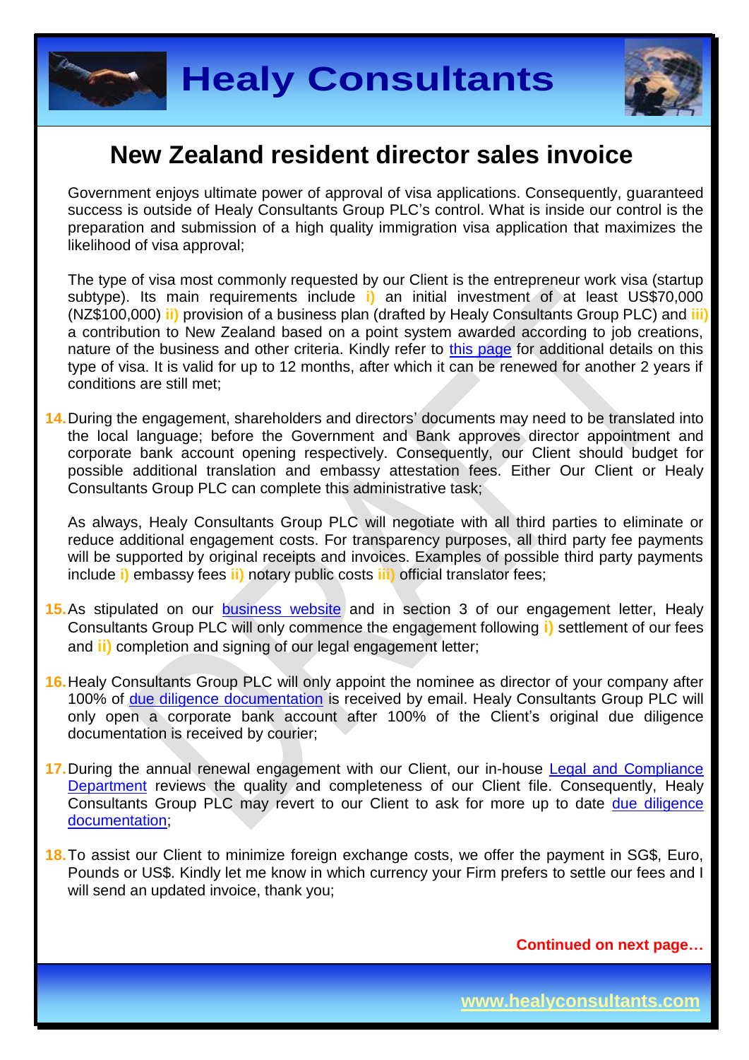# New Zealand resident director sales invoice

Government enjoys ultimate power of approval of visa applications. Consequently, guaranteed success is outside of Healy Consultants Group PLC's control. What is inside our control is the preparation and submission of a high quality immigration visa application that maximizes the likelihood of visa approval;

The type of visa most commonly requested by our Client is the entrepreneur work visa (startup subtype). Its main requirements include **i)** an initial investment of at least US$70,000 (NZ$100,000) **ii)** provision of a business plan (drafted by Healy Consultants Group PLC) and **iii)** a contribution to New Zealand based on a point system awarded according to job creations, nature of the business and other criteria. Kindly refer to [this page]() for additional details on this type of visa. It is valid for up to 12 months, after which it can be renewed for another 2 years if conditions are still met;

**14.** During the engagement, shareholders and directors' documents may need to be translated into the local language; before the Government and Bank approves director appointment and corporate bank account opening respectively. Consequently, our Client should budget for possible additional translation and embassy attestation fees. Either Our Client or Healy Consultants Group PLC can complete this administrative task;

As always, Healy Consultants Group PLC will negotiate with all third parties to eliminate or reduce additional engagement costs. For transparency purposes, all third party fee payments will be supported by original receipts and invoices. Examples of possible third party payments include **i)** embassy fees **ii)** notary public costs **iii)** official translator fees;

**15.** As stipulated on our [business website]() and in section 3 of our engagement letter, Healy Consultants Group PLC will only commence the engagement following **i)** settlement of our fees and **ii)** completion and signing of our legal engagement letter;

**16.** Healy Consultants Group PLC will only appoint the nominee as director of your company after 100% of [due diligence documentation]() is received by email. Healy Consultants Group PLC will only open a corporate bank account after 100% of the Client's original due diligence documentation is received by courier;

**17.** During the annual renewal engagement with our Client, our in-house [Legal and Compliance Department]() reviews the quality and completeness of our Client file. Consequently, Healy Consultants Group PLC may revert to our Client to ask for more up to date [due diligence documentation]();

**18.** To assist our Client to minimize foreign exchange costs, we offer the payment in SG$, Euro, Pounds or US$. Kindly let me know in which currency your Firm prefers to settle our fees and I will send an updated invoice, thank you;

**Continued on next page…**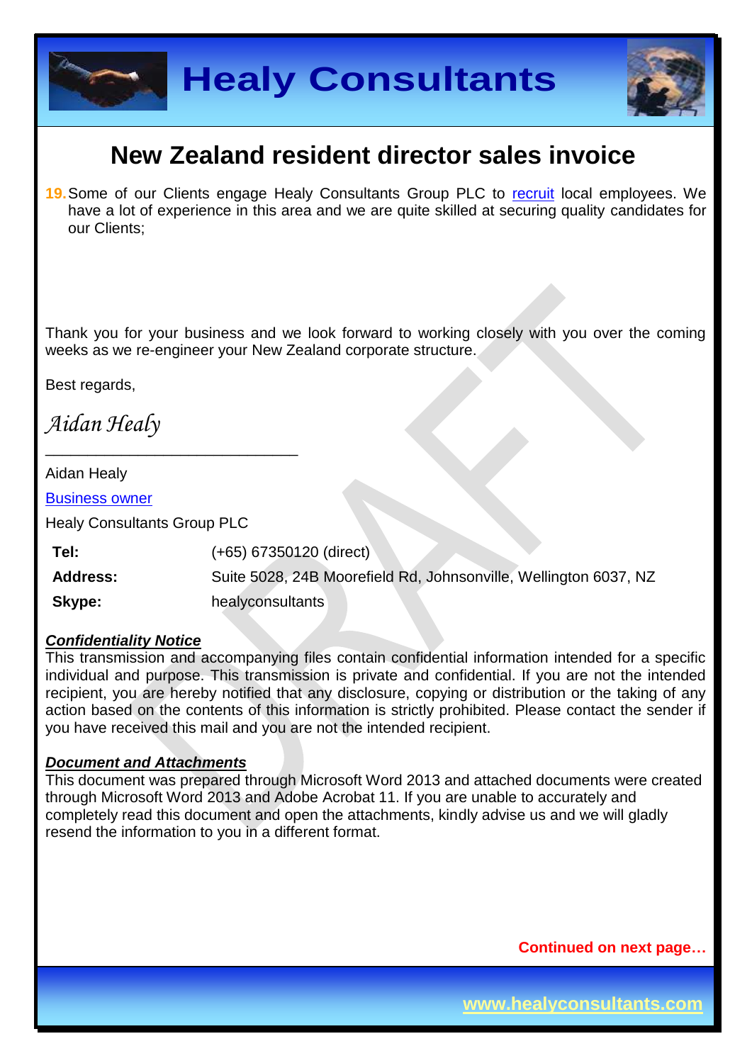# New Zealand resident director sales invoice

19. Some of our Clients engage Healy Consultants Group PLC to recruit local employees. We have a lot of experience in this area and we are quite skilled at securing quality candidates for our Clients;

Thank you for your business and we look forward to working closely with you over the coming weeks as we re-engineer your New Zealand corporate structure.

Best regards,

*Aidan Healy*

______________________________

Aidan Healy

Business owner

Healy Consultants Group PLC

| | |
|---|---|
| **Tel:** | (+65) 67350120 (direct) |
| **Address:** | Suite 5028, 24B Moorefield Rd, Johnsonville, Wellington 6037, NZ |
| **Skype:** | healyconsultants |

***Confidentiality Notice***

This transmission and accompanying files contain confidential information intended for a specific individual and purpose. This transmission is private and confidential. If you are not the intended recipient, you are hereby notified that any disclosure, copying or distribution or the taking of any action based on the contents of this information is strictly prohibited. Please contact the sender if you have received this mail and you are not the intended recipient.

***Document and Attachments***

This document was prepared through Microsoft Word 2013 and attached documents were created through Microsoft Word 2013 and Adobe Acrobat 11. If you are unable to accurately and completely read this document and open the attachments, kindly advise us and we will gladly resend the information to you in a different format.

**Continued on next page…**